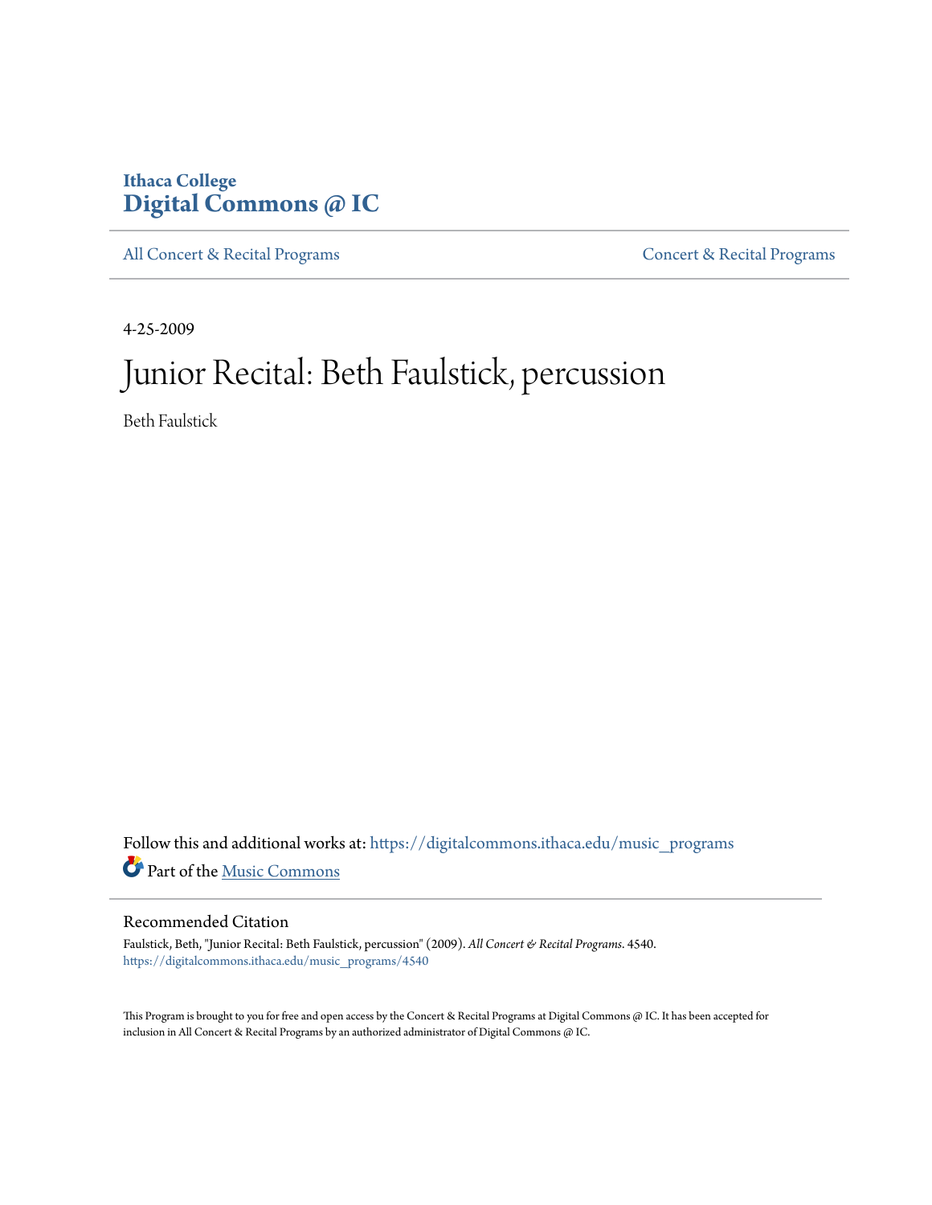Ithaca College
**Digital Commons @ IC**

All Concert & Recital Programs | Concert & Recital Programs

4-25-2009

# Junior Recital: Beth Faulstick, percussion

Beth Faulstick

Follow this and additional works at: https://digitalcommons.ithaca.edu/music_programs

Part of the Music Commons

## Recommended Citation

Faulstick, Beth, "Junior Recital: Beth Faulstick, percussion" (2009). *All Concert & Recital Programs*. 4540.
https://digitalcommons.ithaca.edu/music_programs/4540

This Program is brought to you for free and open access by the Concert & Recital Programs at Digital Commons @ IC. It has been accepted for inclusion in All Concert & Recital Programs by an authorized administrator of Digital Commons @ IC.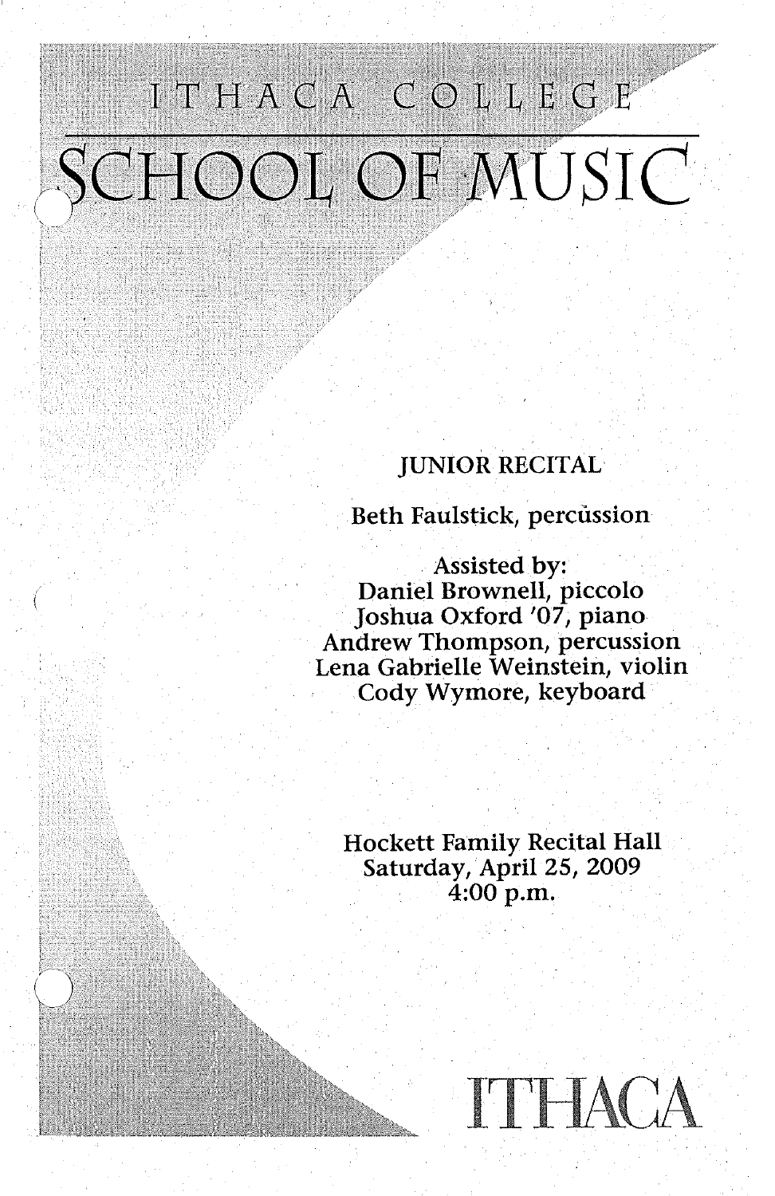# ITHACA COLLEGE

# SCHOOL OF MUSIC

JUNIOR RECITAL

Beth Faulstick, percussion

Assisted by:
Daniel Brownell, piccolo
Joshua Oxford '07, piano
Andrew Thompson, percussion
Lena Gabrielle Weinstein, violin
Cody Wymore, keyboard

Hockett Family Recital Hall
Saturday, April 25, 2009
4:00 p.m.

ITHACA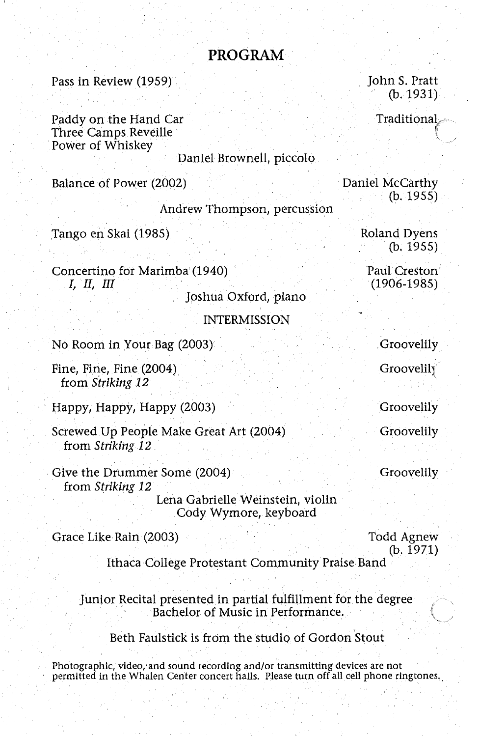# PROGRAM

Pass in Review (1959) — John S. Pratt (b. 1931)

Paddy on the Hand Car
Three Camps Reveille
Power of Whiskey — Traditional

Daniel Brownell, piccolo

Balance of Power (2002) — Daniel McCarthy (b. 1955)

Andrew Thompson, percussion

Tango en Skai (1985) — Roland Dyens (b. 1955)

Concertino for Marimba (1940) — Paul Creston (1906-1985)
*I, II, III*

Joshua Oxford, piano

INTERMISSION

No Room in Your Bag (2003) — Groovelily

Fine, Fine, Fine (2004) — Groovelily
from *Striking 12*

Happy, Happy, Happy (2003) — Groovelily

Screwed Up People Make Great Art (2004) — Groovelily
from *Striking 12*

Give the Drummer Some (2004) — Groovelily
from *Striking 12*

Lena Gabrielle Weinstein, violin
Cody Wymore, keyboard

Grace Like Rain (2003) — Todd Agnew (b. 1971)

Ithaca College Protestant Community Praise Band

Junior Recital presented in partial fulfillment for the degree Bachelor of Music in Performance.

Beth Faulstick is from the studio of Gordon Stout

Photographic, video, and sound recording and/or transmitting devices are not permitted in the Whalen Center concert halls. Please turn off all cell phone ringtones.